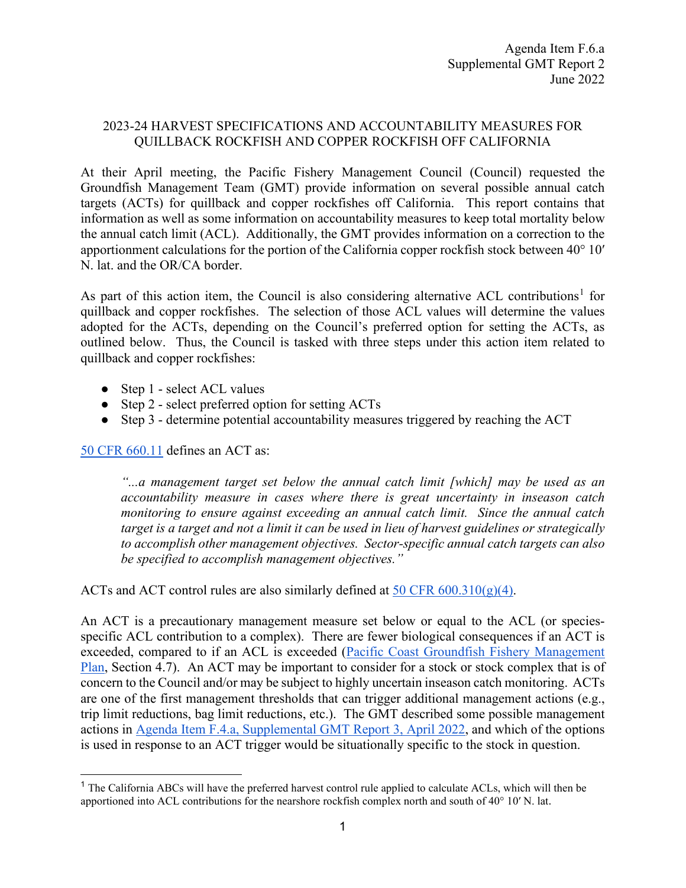Agenda Item F.6.a
Supplemental GMT Report 2
June 2022

# 2023-24 HARVEST SPECIFICATIONS AND ACCOUNTABILITY MEASURES FOR QUILLBACK ROCKFISH AND COPPER ROCKFISH OFF CALIFORNIA

At their April meeting, the Pacific Fishery Management Council (Council) requested the Groundfish Management Team (GMT) provide information on several possible annual catch targets (ACTs) for quillback and copper rockfishes off California. This report contains that information as well as some information on accountability measures to keep total mortality below the annual catch limit (ACL). Additionally, the GMT provides information on a correction to the apportionment calculations for the portion of the California copper rockfish stock between 40° 10′ N. lat. and the OR/CA border.

As part of this action item, the Council is also considering alternative ACL contributions[1] for quillback and copper rockfishes. The selection of those ACL values will determine the values adopted for the ACTs, depending on the Council's preferred option for setting the ACTs, as outlined below. Thus, the Council is tasked with three steps under this action item related to quillback and copper rockfishes:

- Step 1 - select ACL values
- Step 2 - select preferred option for setting ACTs
- Step 3 - determine potential accountability measures triggered by reaching the ACT

50 CFR 660.11 defines an ACT as:

> *"...a management target set below the annual catch limit [which] may be used as an accountability measure in cases where there is great uncertainty in inseason catch monitoring to ensure against exceeding an annual catch limit. Since the annual catch target is a target and not a limit it can be used in lieu of harvest guidelines or strategically to accomplish other management objectives. Sector-specific annual catch targets can also be specified to accomplish management objectives."*

ACTs and ACT control rules are also similarly defined at 50 CFR 600.310(g)(4).

An ACT is a precautionary management measure set below or equal to the ACL (or species-specific ACL contribution to a complex). There are fewer biological consequences if an ACT is exceeded, compared to if an ACL is exceeded (Pacific Coast Groundfish Fishery Management Plan, Section 4.7). An ACT may be important to consider for a stock or stock complex that is of concern to the Council and/or may be subject to highly uncertain inseason catch monitoring. ACTs are one of the first management thresholds that can trigger additional management actions (e.g., trip limit reductions, bag limit reductions, etc.). The GMT described some possible management actions in Agenda Item F.4.a, Supplemental GMT Report 3, April 2022, and which of the options is used in response to an ACT trigger would be situationally specific to the stock in question.

[1] The California ABCs will have the preferred harvest control rule applied to calculate ACLs, which will then be apportioned into ACL contributions for the nearshore rockfish complex north and south of 40° 10′ N. lat.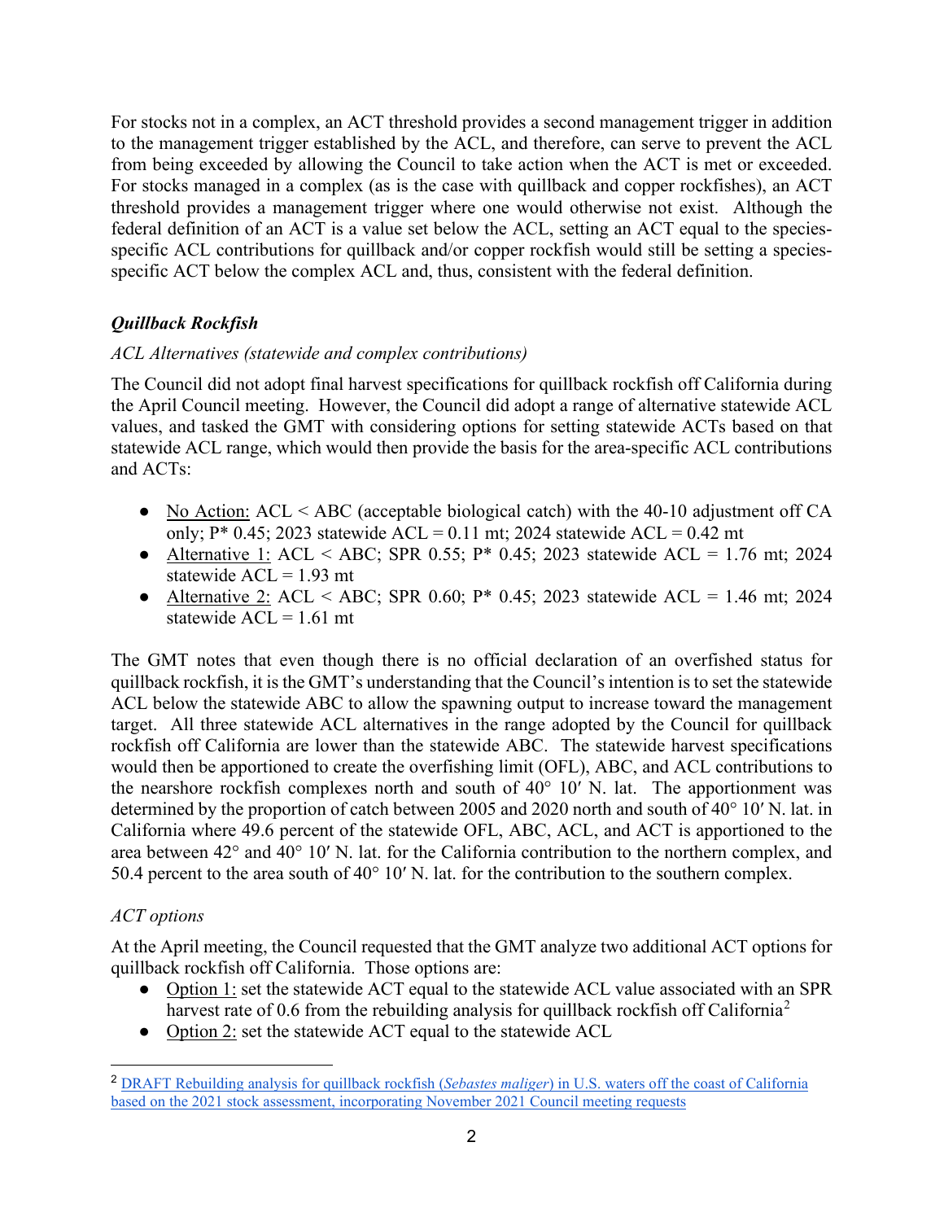For stocks not in a complex, an ACT threshold provides a second management trigger in addition to the management trigger established by the ACL, and therefore, can serve to prevent the ACL from being exceeded by allowing the Council to take action when the ACT is met or exceeded. For stocks managed in a complex (as is the case with quillback and copper rockfishes), an ACT threshold provides a management trigger where one would otherwise not exist. Although the federal definition of an ACT is a value set below the ACL, setting an ACT equal to the species-specific ACL contributions for quillback and/or copper rockfish would still be setting a species-specific ACT below the complex ACL and, thus, consistent with the federal definition.

### *Quillback Rockfish*

*ACL Alternatives (statewide and complex contributions)*

The Council did not adopt final harvest specifications for quillback rockfish off California during the April Council meeting. However, the Council did adopt a range of alternative statewide ACL values, and tasked the GMT with considering options for setting statewide ACTs based on that statewide ACL range, which would then provide the basis for the area-specific ACL contributions and ACTs:

- No Action: ACL < ABC (acceptable biological catch) with the 40-10 adjustment off CA only; P* 0.45; 2023 statewide ACL = 0.11 mt; 2024 statewide ACL = 0.42 mt
- Alternative 1: ACL < ABC; SPR 0.55; P* 0.45; 2023 statewide ACL = 1.76 mt; 2024 statewide ACL = 1.93 mt
- Alternative 2: ACL < ABC; SPR 0.60; P* 0.45; 2023 statewide ACL = 1.46 mt; 2024 statewide ACL = 1.61 mt

The GMT notes that even though there is no official declaration of an overfished status for quillback rockfish, it is the GMT's understanding that the Council's intention is to set the statewide ACL below the statewide ABC to allow the spawning output to increase toward the management target. All three statewide ACL alternatives in the range adopted by the Council for quillback rockfish off California are lower than the statewide ABC. The statewide harvest specifications would then be apportioned to create the overfishing limit (OFL), ABC, and ACL contributions to the nearshore rockfish complexes north and south of 40° 10′ N. lat. The apportionment was determined by the proportion of catch between 2005 and 2020 north and south of 40° 10′ N. lat. in California where 49.6 percent of the statewide OFL, ABC, ACL, and ACT is apportioned to the area between 42° and 40° 10′ N. lat. for the California contribution to the northern complex, and 50.4 percent to the area south of 40° 10′ N. lat. for the contribution to the southern complex.

*ACT options*

At the April meeting, the Council requested that the GMT analyze two additional ACT options for quillback rockfish off California. Those options are:

- Option 1: set the statewide ACT equal to the statewide ACL value associated with an SPR harvest rate of 0.6 from the rebuilding analysis for quillback rockfish off California[2]
- Option 2: set the statewide ACT equal to the statewide ACL

[2] DRAFT Rebuilding analysis for quillback rockfish (*Sebastes maliger*) in U.S. waters off the coast of California based on the 2021 stock assessment, incorporating November 2021 Council meeting requests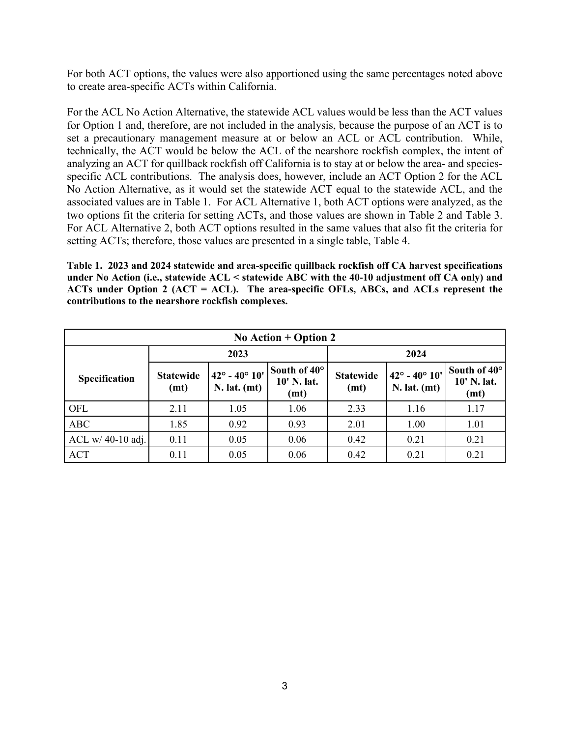For both ACT options, the values were also apportioned using the same percentages noted above to create area-specific ACTs within California.

For the ACL No Action Alternative, the statewide ACL values would be less than the ACT values for Option 1 and, therefore, are not included in the analysis, because the purpose of an ACT is to set a precautionary management measure at or below an ACL or ACL contribution. While, technically, the ACT would be below the ACL of the nearshore rockfish complex, the intent of analyzing an ACT for quillback rockfish off California is to stay at or below the area- and species-specific ACL contributions. The analysis does, however, include an ACT Option 2 for the ACL No Action Alternative, as it would set the statewide ACT equal to the statewide ACL, and the associated values are in Table 1. For ACL Alternative 1, both ACT options were analyzed, as the two options fit the criteria for setting ACTs, and those values are shown in Table 2 and Table 3. For ACL Alternative 2, both ACT options resulted in the same values that also fit the criteria for setting ACTs; therefore, those values are presented in a single table, Table 4.

**Table 1. 2023 and 2024 statewide and area-specific quillback rockfish off CA harvest specifications under No Action (i.e., statewide ACL < statewide ABC with the 40-10 adjustment off CA only) and ACTs under Option 2 (ACT = ACL). The area-specific OFLs, ABCs, and ACLs represent the contributions to the nearshore rockfish complexes.**

| No Action + Option 2 | | | | | | |
|---|---|---|---|---|---|---|
| Specification | 2023 | | | 2024 | | |
| | Statewide (mt) | 42° - 40° 10' N. lat. (mt) | South of 40° 10' N. lat. (mt) | Statewide (mt) | 42° - 40° 10' N. lat. (mt) | South of 40° 10' N. lat. (mt) |
| OFL | 2.11 | 1.05 | 1.06 | 2.33 | 1.16 | 1.17 |
| ABC | 1.85 | 0.92 | 0.93 | 2.01 | 1.00 | 1.01 |
| ACL w/ 40-10 adj. | 0.11 | 0.05 | 0.06 | 0.42 | 0.21 | 0.21 |
| ACT | 0.11 | 0.05 | 0.06 | 0.42 | 0.21 | 0.21 |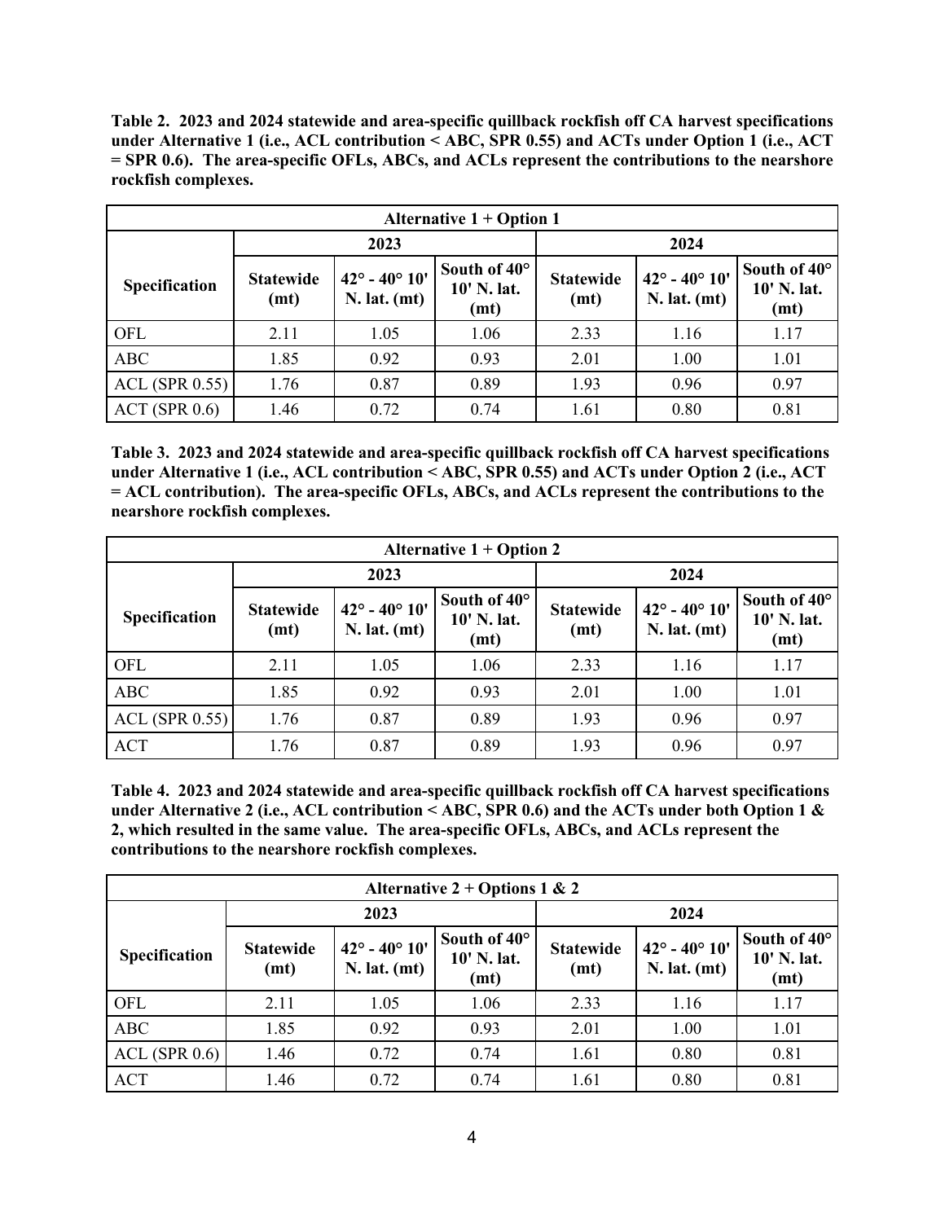**Table 2. 2023 and 2024 statewide and area-specific quillback rockfish off CA harvest specifications under Alternative 1 (i.e., ACL contribution < ABC, SPR 0.55) and ACTs under Option 1 (i.e., ACT = SPR 0.6). The area-specific OFLs, ABCs, and ACLs represent the contributions to the nearshore rockfish complexes.**

| Alternative 1 + Option 1 | | | | | | |
|---|---|---|---|---|---|---|
| | 2023 | | | 2024 | | |
| Specification | Statewide (mt) | 42° - 40° 10' N. lat. (mt) | South of 40° 10' N. lat. (mt) | Statewide (mt) | 42° - 40° 10' N. lat. (mt) | South of 40° 10' N. lat. (mt) |
| OFL | 2.11 | 1.05 | 1.06 | 2.33 | 1.16 | 1.17 |
| ABC | 1.85 | 0.92 | 0.93 | 2.01 | 1.00 | 1.01 |
| ACL (SPR 0.55) | 1.76 | 0.87 | 0.89 | 1.93 | 0.96 | 0.97 |
| ACT (SPR 0.6) | 1.46 | 0.72 | 0.74 | 1.61 | 0.80 | 0.81 |

**Table 3. 2023 and 2024 statewide and area-specific quillback rockfish off CA harvest specifications under Alternative 1 (i.e., ACL contribution < ABC, SPR 0.55) and ACTs under Option 2 (i.e., ACT = ACL contribution). The area-specific OFLs, ABCs, and ACLs represent the contributions to the nearshore rockfish complexes.**

| Alternative 1 + Option 2 | | | | | | |
|---|---|---|---|---|---|---|
| | 2023 | | | 2024 | | |
| Specification | Statewide (mt) | 42° - 40° 10' N. lat. (mt) | South of 40° 10' N. lat. (mt) | Statewide (mt) | 42° - 40° 10' N. lat. (mt) | South of 40° 10' N. lat. (mt) |
| OFL | 2.11 | 1.05 | 1.06 | 2.33 | 1.16 | 1.17 |
| ABC | 1.85 | 0.92 | 0.93 | 2.01 | 1.00 | 1.01 |
| ACL (SPR 0.55) | 1.76 | 0.87 | 0.89 | 1.93 | 0.96 | 0.97 |
| ACT | 1.76 | 0.87 | 0.89 | 1.93 | 0.96 | 0.97 |

**Table 4. 2023 and 2024 statewide and area-specific quillback rockfish off CA harvest specifications under Alternative 2 (i.e., ACL contribution < ABC, SPR 0.6) and the ACTs under both Option 1 & 2, which resulted in the same value. The area-specific OFLs, ABCs, and ACLs represent the contributions to the nearshore rockfish complexes.**

| Alternative 2 + Options 1 & 2 | | | | | | |
|---|---|---|---|---|---|---|
| | 2023 | | | 2024 | | |
| Specification | Statewide (mt) | 42° - 40° 10' N. lat. (mt) | South of 40° 10' N. lat. (mt) | Statewide (mt) | 42° - 40° 10' N. lat. (mt) | South of 40° 10' N. lat. (mt) |
| OFL | 2.11 | 1.05 | 1.06 | 2.33 | 1.16 | 1.17 |
| ABC | 1.85 | 0.92 | 0.93 | 2.01 | 1.00 | 1.01 |
| ACL (SPR 0.6) | 1.46 | 0.72 | 0.74 | 1.61 | 0.80 | 0.81 |
| ACT | 1.46 | 0.72 | 0.74 | 1.61 | 0.80 | 0.81 |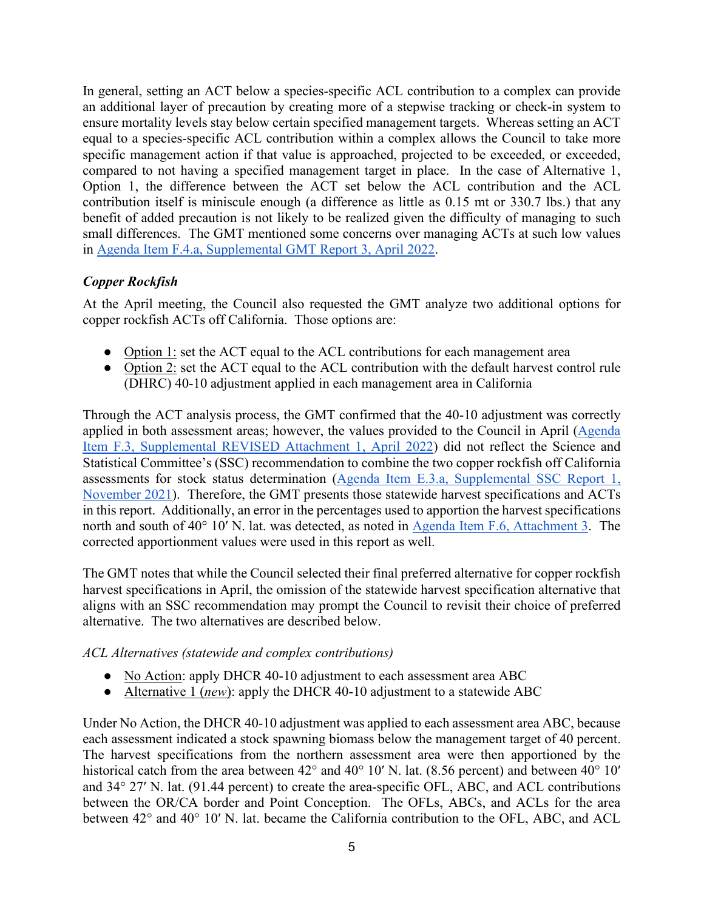In general, setting an ACT below a species-specific ACL contribution to a complex can provide an additional layer of precaution by creating more of a stepwise tracking or check-in system to ensure mortality levels stay below certain specified management targets. Whereas setting an ACT equal to a species-specific ACL contribution within a complex allows the Council to take more specific management action if that value is approached, projected to be exceeded, or exceeded, compared to not having a specified management target in place. In the case of Alternative 1, Option 1, the difference between the ACT set below the ACL contribution and the ACL contribution itself is miniscule enough (a difference as little as 0.15 mt or 330.7 lbs.) that any benefit of added precaution is not likely to be realized given the difficulty of managing to such small differences. The GMT mentioned some concerns over managing ACTs at such low values in [Agenda Item F.4.a, Supplemental GMT Report 3, April 2022](#).

### *Copper Rockfish*

At the April meeting, the Council also requested the GMT analyze two additional options for copper rockfish ACTs off California. Those options are:

- Option 1: set the ACT equal to the ACL contributions for each management area
- Option 2: set the ACT equal to the ACL contribution with the default harvest control rule (DHRC) 40-10 adjustment applied in each management area in California

Through the ACT analysis process, the GMT confirmed that the 40-10 adjustment was correctly applied in both assessment areas; however, the values provided to the Council in April ([Agenda Item F.3, Supplemental REVISED Attachment 1, April 2022](#)) did not reflect the Science and Statistical Committee's (SSC) recommendation to combine the two copper rockfish off California assessments for stock status determination ([Agenda Item E.3.a, Supplemental SSC Report 1, November 2021](#)). Therefore, the GMT presents those statewide harvest specifications and ACTs in this report. Additionally, an error in the percentages used to apportion the harvest specifications north and south of 40° 10′ N. lat. was detected, as noted in [Agenda Item F.6, Attachment 3](#). The corrected apportionment values were used in this report as well.

The GMT notes that while the Council selected their final preferred alternative for copper rockfish harvest specifications in April, the omission of the statewide harvest specification alternative that aligns with an SSC recommendation may prompt the Council to revisit their choice of preferred alternative. The two alternatives are described below.

*ACL Alternatives (statewide and complex contributions)*

- No Action: apply DHCR 40-10 adjustment to each assessment area ABC
- Alternative 1 (*new*): apply the DHCR 40-10 adjustment to a statewide ABC

Under No Action, the DHCR 40-10 adjustment was applied to each assessment area ABC, because each assessment indicated a stock spawning biomass below the management target of 40 percent. The harvest specifications from the northern assessment area were then apportioned by the historical catch from the area between 42° and 40° 10′ N. lat. (8.56 percent) and between 40° 10′ and 34° 27′ N. lat. (91.44 percent) to create the area-specific OFL, ABC, and ACL contributions between the OR/CA border and Point Conception. The OFLs, ABCs, and ACLs for the area between 42° and 40° 10′ N. lat. became the California contribution to the OFL, ABC, and ACL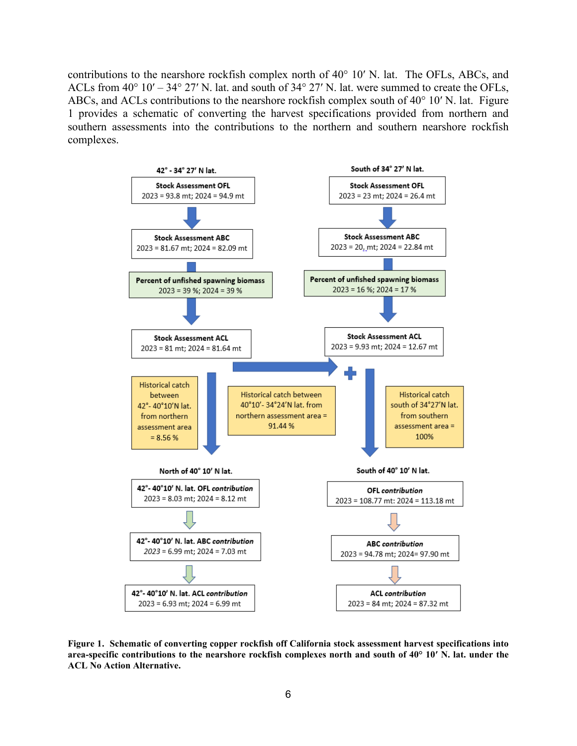contributions to the nearshore rockfish complex north of 40° 10′ N. lat. The OFLs, ABCs, and ACLs from 40° 10′ – 34° 27′ N. lat. and south of 34° 27′ N. lat. were summed to create the OFLs, ABCs, and ACLs contributions to the nearshore rockfish complex south of 40° 10′ N. lat. Figure 1 provides a schematic of converting the harvest specifications provided from northern and southern assessments into the contributions to the northern and southern nearshore rockfish complexes.

**42° - 34° 27′ N lat.**

- **Stock Assessment OFL** 2023 = 93.8 mt; 2024 = 94.9 mt
- **Stock Assessment ABC** 2023 = 81.67 mt; 2024 = 82.09 mt
- **Percent of unfished spawning biomass** 2023 = 39 %; 2024 = 39 %
- **Stock Assessment ACL** 2023 = 81 mt; 2024 = 81.64 mt

**South of 34° 27′ N lat.**

- **Stock Assessment OFL** 2023 = 23 mt; 2024 = 26.4 mt
- **Stock Assessment ABC** 2023 = 20. mt; 2024 = 22.84 mt
- **Percent of unfished spawning biomass** 2023 = 16 %; 2024 = 17 %
- **Stock Assessment ACL** 2023 = 9.93 mt; 2024 = 12.67 mt

Historical catch between 42°- 40°10′N lat. from northern assessment area = 8.56 %

Historical catch between 40°10′- 34°24′N lat. from northern assessment area = 91.44 %

Historical catch south of 34°27′N lat. from southern assessment area = 100%

**North of 40° 10′ N lat.**

- **42°- 40°10′ N. lat. OFL *contribution*** 2023 = 8.03 mt; 2024 = 8.12 mt
- **42°- 40°10′ N. lat. ABC *contribution*** *2023* = 6.99 mt; 2024 = 7.03 mt
- **42°- 40°10′ N. lat. ACL *contribution*** 2023 = 6.93 mt; 2024 = 6.99 mt

**South of 40° 10′ N lat.**

- **OFL *contribution*** 2023 = 108.77 mt: 2024 = 113.18 mt
- **ABC *contribution*** 2023 = 94.78 mt; 2024= 97.90 mt
- **ACL *contribution*** 2023 = 84 mt; 2024 = 87.32 mt

**Figure 1. Schematic of converting copper rockfish off California stock assessment harvest specifications into area-specific contributions to the nearshore rockfish complexes north and south of 40° 10′ N. lat. under the ACL No Action Alternative.**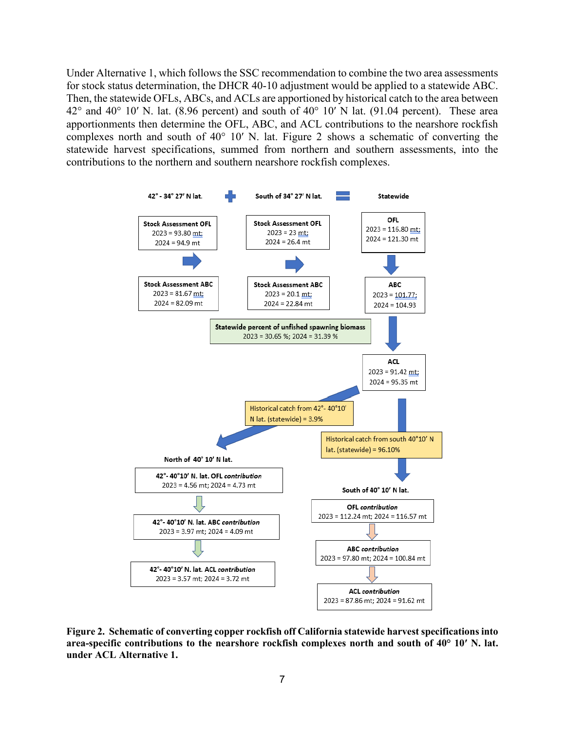Under Alternative 1, which follows the SSC recommendation to combine the two area assessments for stock status determination, the DHCR 40-10 adjustment would be applied to a statewide ABC. Then, the statewide OFLs, ABCs, and ACLs are apportioned by historical catch to the area between 42° and 40° 10′ N. lat. (8.96 percent) and south of 40° 10′ N lat. (91.04 percent). These area apportionments then determine the OFL, ABC, and ACL contributions to the nearshore rockfish complexes north and south of 40° 10′ N. lat. Figure 2 shows a schematic of converting the statewide harvest specifications, summed from northern and southern assessments, into the contributions to the northern and southern nearshore rockfish complexes.

42° - 34° 27′ N lat. + South of 34° 27′ N lat. = Statewide

| 42° - 34° 27′ N lat. | South of 34° 27′ N lat. | Statewide |
|---|---|---|
| Stock Assessment OFL: 2023 = 93.80 mt; 2024 = 94.9 mt | Stock Assessment OFL: 2023 = 23 mt; 2024 = 26.4 mt | OFL: 2023 = 116.80 mt; 2024 = 121.30 mt |
| Stock Assessment ABC: 2023 = 81.67 mt; 2024 = 82.09 mt | Stock Assessment ABC: 2023 = 20.1 mt; 2024 = 22.84 mt | ABC: 2023 = 101.77; 2024 = 104.93 |

Statewide percent of unfished spawning biomass: 2023 = 30.65 %; 2024 = 31.39 %

ACL: 2023 = 91.42 mt; 2024 = 95.35 mt

Historical catch from 42°- 40°10′ N lat. (statewide) = 3.9%

Historical catch from south 40°10′ N lat. (statewide) = 96.10%

| North of 40° 10′ N lat. | South of 40° 10′ N lat. |
|---|---|
| 42°- 40°10′ N. lat. OFL *contribution*: 2023 = 4.56 mt; 2024 = 4.73 mt | OFL *contribution*: 2023 = 112.24 mt; 2024 = 116.57 mt |
| 42°- 40°10′ N. lat. ABC *contribution*: 2023 = 3.97 mt; 2024 = 4.09 mt | ABC *contribution*: 2023 = 97.80 mt; 2024 = 100.84 mt |
| 42°- 40°10′ N. lat. ACL *contribution*: 2023 = 3.57 mt; 2024 = 3.72 mt | ACL *contribution*: 2023 = 87.86 mt; 2024 = 91.62 mt |

**Figure 2. Schematic of converting copper rockfish off California statewide harvest specifications into area-specific contributions to the nearshore rockfish complexes north and south of 40° 10′ N. lat. under ACL Alternative 1.**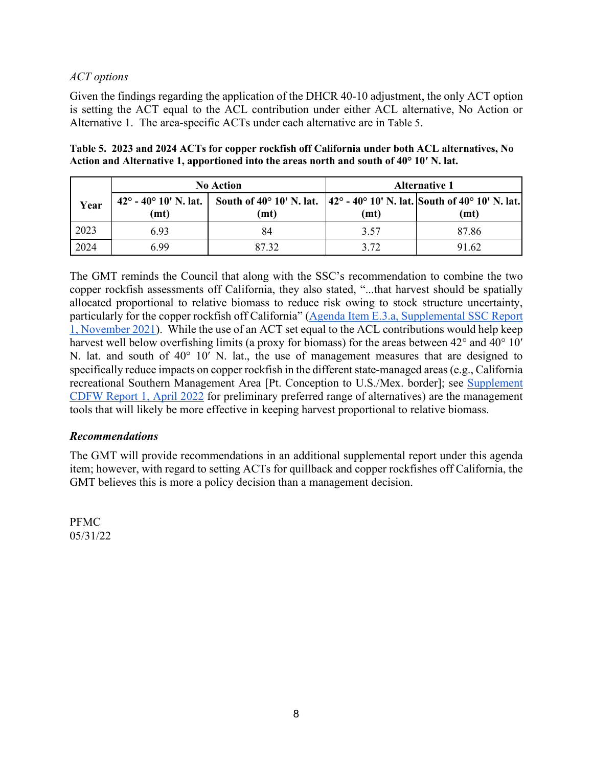*ACT options*

Given the findings regarding the application of the DHCR 40-10 adjustment, the only ACT option is setting the ACT equal to the ACL contribution under either ACL alternative, No Action or Alternative 1. The area-specific ACTs under each alternative are in Table 5.

**Table 5. 2023 and 2024 ACTs for copper rockfish off California under both ACL alternatives, No Action and Alternative 1, apportioned into the areas north and south of 40° 10′ N. lat.**

| Year | No Action | | Alternative 1 | |
|---|---|---|---|---|
| | 42° - 40° 10' N. lat. (mt) | South of 40° 10' N. lat. (mt) | 42° - 40° 10' N. lat. (mt) | South of 40° 10' N. lat. (mt) |
| 2023 | 6.93 | 84 | 3.57 | 87.86 |
| 2024 | 6.99 | 87.32 | 3.72 | 91.62 |

The GMT reminds the Council that along with the SSC's recommendation to combine the two copper rockfish assessments off California, they also stated, "...that harvest should be spatially allocated proportional to relative biomass to reduce risk owing to stock structure uncertainty, particularly for the copper rockfish off California" (Agenda Item E.3.a, Supplemental SSC Report 1, November 2021). While the use of an ACT set equal to the ACL contributions would help keep harvest well below overfishing limits (a proxy for biomass) for the areas between 42° and 40° 10′ N. lat. and south of 40° 10′ N. lat., the use of management measures that are designed to specifically reduce impacts on copper rockfish in the different state-managed areas (e.g., California recreational Southern Management Area [Pt. Conception to U.S./Mex. border]; see Supplement CDFW Report 1, April 2022 for preliminary preferred range of alternatives) are the management tools that will likely be more effective in keeping harvest proportional to relative biomass.

***Recommendations***

The GMT will provide recommendations in an additional supplemental report under this agenda item; however, with regard to setting ACTs for quillback and copper rockfishes off California, the GMT believes this is more a policy decision than a management decision.

PFMC
05/31/22